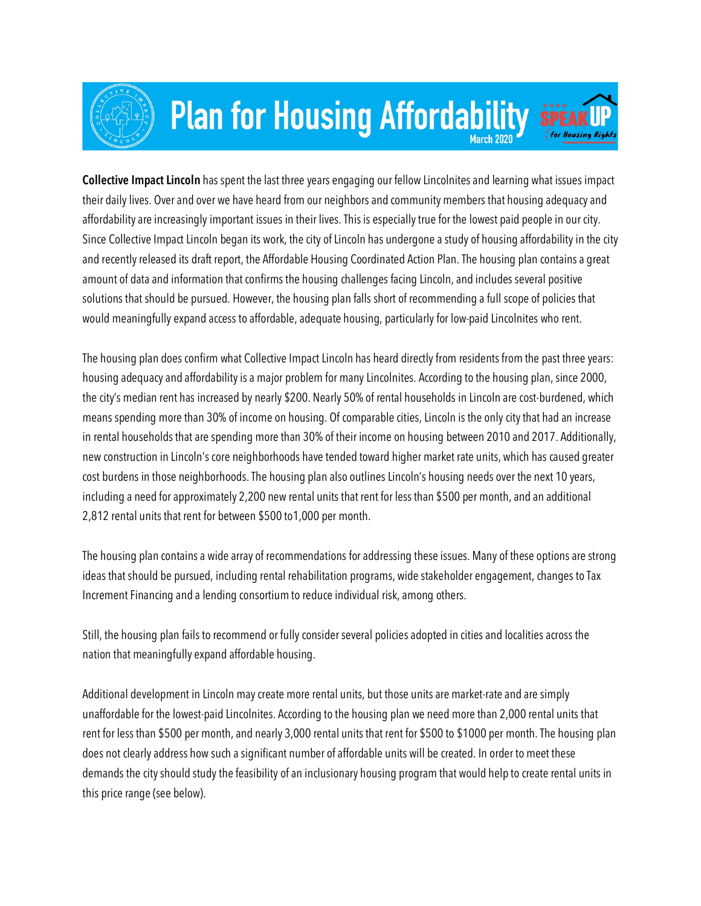# Plan for Housing Affordability

March 2020

**Collective Impact Lincoln** has spent the last three years engaging our fellow Lincolnites and learning what issues impact their daily lives. Over and over we have heard from our neighbors and community members that housing adequacy and affordability are increasingly important issues in their lives. This is especially true for the lowest paid people in our city. Since Collective Impact Lincoln began its work, the city of Lincoln has undergone a study of housing affordability in the city and recently released its draft report, the Affordable Housing Coordinated Action Plan. The housing plan contains a great amount of data and information that confirms the housing challenges facing Lincoln, and includes several positive solutions that should be pursued. However, the housing plan falls short of recommending a full scope of policies that would meaningfully expand access to affordable, adequate housing, particularly for low-paid Lincolnites who rent.

The housing plan does confirm what Collective Impact Lincoln has heard directly from residents from the past three years: housing adequacy and affordability is a major problem for many Lincolnites. According to the housing plan, since 2000, the city's median rent has increased by nearly $200. Nearly 50% of rental households in Lincoln are cost-burdened, which means spending more than 30% of income on housing. Of comparable cities, Lincoln is the only city that had an increase in rental households that are spending more than 30% of their income on housing between 2010 and 2017. Additionally, new construction in Lincoln's core neighborhoods have tended toward higher market rate units, which has caused greater cost burdens in those neighborhoods. The housing plan also outlines Lincoln's housing needs over the next 10 years, including a need for approximately 2,200 new rental units that rent for less than $500 per month, and an additional 2,812 rental units that rent for between $500 to1,000 per month.

The housing plan contains a wide array of recommendations for addressing these issues. Many of these options are strong ideas that should be pursued, including rental rehabilitation programs, wide stakeholder engagement, changes to Tax Increment Financing and a lending consortium to reduce individual risk, among others.

Still, the housing plan fails to recommend or fully consider several policies adopted in cities and localities across the nation that meaningfully expand affordable housing.

Additional development in Lincoln may create more rental units, but those units are market-rate and are simply unaffordable for the lowest-paid Lincolnites. According to the housing plan we need more than 2,000 rental units that rent for less than $500 per month, and nearly 3,000 rental units that rent for $500 to $1000 per month. The housing plan does not clearly address how such a significant number of affordable units will be created. In order to meet these demands the city should study the feasibility of an inclusionary housing program that would help to create rental units in this price range (see below).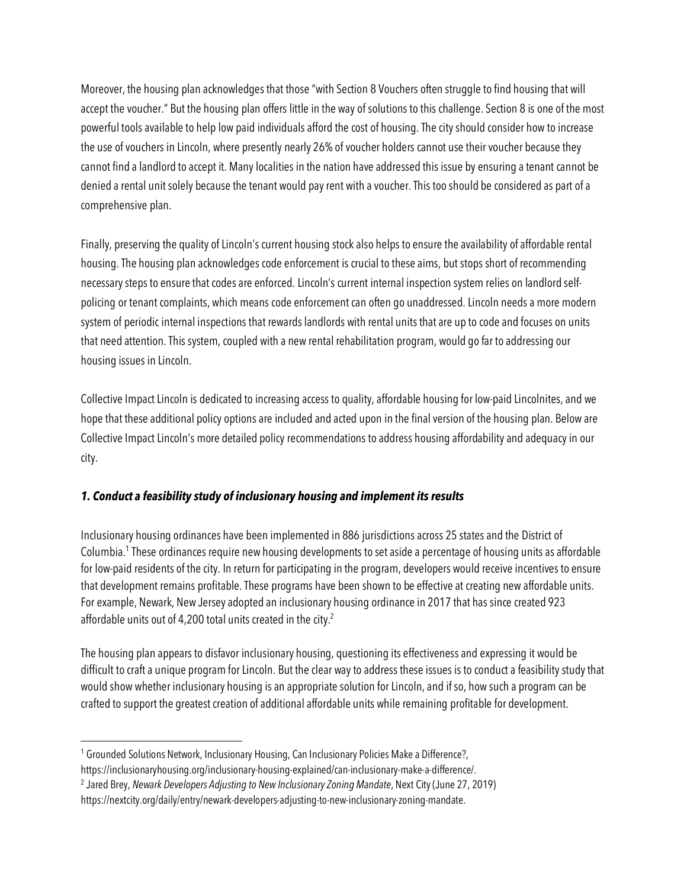Moreover, the housing plan acknowledges that those "with Section 8 Vouchers often struggle to find housing that will accept the voucher." But the housing plan offers little in the way of solutions to this challenge. Section 8 is one of the most powerful tools available to help low paid individuals afford the cost of housing. The city should consider how to increase the use of vouchers in Lincoln, where presently nearly 26% of voucher holders cannot use their voucher because they cannot find a landlord to accept it. Many localities in the nation have addressed this issue by ensuring a tenant cannot be denied a rental unit solely because the tenant would pay rent with a voucher. This too should be considered as part of a comprehensive plan.

Finally, preserving the quality of Lincoln's current housing stock also helps to ensure the availability of affordable rental housing. The housing plan acknowledges code enforcement is crucial to these aims, but stops short of recommending necessary steps to ensure that codes are enforced. Lincoln's current internal inspection system relies on landlord self-policing or tenant complaints, which means code enforcement can often go unaddressed. Lincoln needs a more modern system of periodic internal inspections that rewards landlords with rental units that are up to code and focuses on units that need attention. This system, coupled with a new rental rehabilitation program, would go far to addressing our housing issues in Lincoln.

Collective Impact Lincoln is dedicated to increasing access to quality, affordable housing for low-paid Lincolnites, and we hope that these additional policy options are included and acted upon in the final version of the housing plan. Below are Collective Impact Lincoln's more detailed policy recommendations to address housing affordability and adequacy in our city.

### *1. Conduct a feasibility study of inclusionary housing and implement its results*

Inclusionary housing ordinances have been implemented in 886 jurisdictions across 25 states and the District of Columbia.[1] These ordinances require new housing developments to set aside a percentage of housing units as affordable for low-paid residents of the city. In return for participating in the program, developers would receive incentives to ensure that development remains profitable. These programs have been shown to be effective at creating new affordable units. For example, Newark, New Jersey adopted an inclusionary housing ordinance in 2017 that has since created 923 affordable units out of 4,200 total units created in the city.[2]

The housing plan appears to disfavor inclusionary housing, questioning its effectiveness and expressing it would be difficult to craft a unique program for Lincoln. But the clear way to address these issues is to conduct a feasibility study that would show whether inclusionary housing is an appropriate solution for Lincoln, and if so, how such a program can be crafted to support the greatest creation of additional affordable units while remaining profitable for development.

---

[1] Grounded Solutions Network, Inclusionary Housing, Can Inclusionary Policies Make a Difference?, https://inclusionaryhousing.org/inclusionary-housing-explained/can-inclusionary-make-a-difference/.

[2] Jared Brey, *Newark Developers Adjusting to New Inclusionary Zoning Mandate*, Next City (June 27, 2019) https://nextcity.org/daily/entry/newark-developers-adjusting-to-new-inclusionary-zoning-mandate.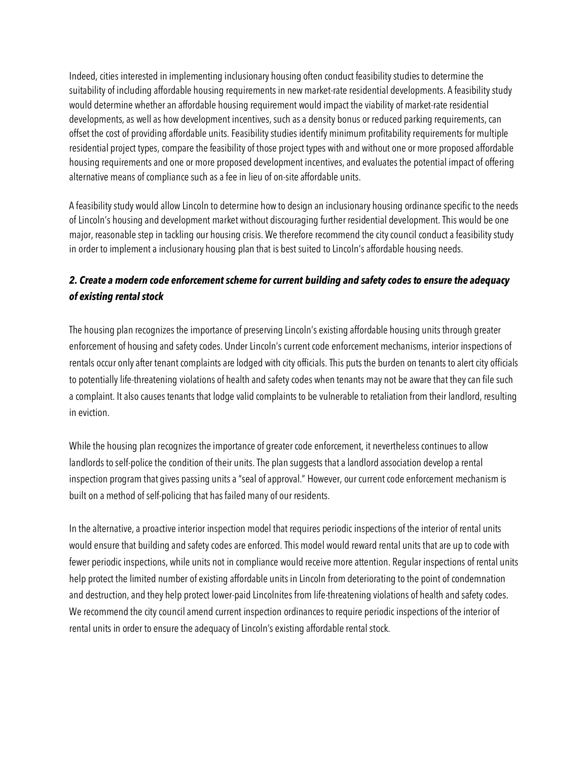Indeed, cities interested in implementing inclusionary housing often conduct feasibility studies to determine the suitability of including affordable housing requirements in new market-rate residential developments. A feasibility study would determine whether an affordable housing requirement would impact the viability of market-rate residential developments, as well as how development incentives, such as a density bonus or reduced parking requirements, can offset the cost of providing affordable units. Feasibility studies identify minimum profitability requirements for multiple residential project types, compare the feasibility of those project types with and without one or more proposed affordable housing requirements and one or more proposed development incentives, and evaluates the potential impact of offering alternative means of compliance such as a fee in lieu of on-site affordable units.

A feasibility study would allow Lincoln to determine how to design an inclusionary housing ordinance specific to the needs of Lincoln's housing and development market without discouraging further residential development. This would be one major, reasonable step in tackling our housing crisis. We therefore recommend the city council conduct a feasibility study in order to implement a inclusionary housing plan that is best suited to Lincoln's affordable housing needs.

### ***2. Create a modern code enforcement scheme for current building and safety codes to ensure the adequacy of existing rental stock***

The housing plan recognizes the importance of preserving Lincoln's existing affordable housing units through greater enforcement of housing and safety codes. Under Lincoln's current code enforcement mechanisms, interior inspections of rentals occur only after tenant complaints are lodged with city officials. This puts the burden on tenants to alert city officials to potentially life-threatening violations of health and safety codes when tenants may not be aware that they can file such a complaint. It also causes tenants that lodge valid complaints to be vulnerable to retaliation from their landlord, resulting in eviction.

While the housing plan recognizes the importance of greater code enforcement, it nevertheless continues to allow landlords to self-police the condition of their units. The plan suggests that a landlord association develop a rental inspection program that gives passing units a "seal of approval." However, our current code enforcement mechanism is built on a method of self-policing that has failed many of our residents.

In the alternative, a proactive interior inspection model that requires periodic inspections of the interior of rental units would ensure that building and safety codes are enforced. This model would reward rental units that are up to code with fewer periodic inspections, while units not in compliance would receive more attention. Regular inspections of rental units help protect the limited number of existing affordable units in Lincoln from deteriorating to the point of condemnation and destruction, and they help protect lower-paid Lincolnites from life-threatening violations of health and safety codes. We recommend the city council amend current inspection ordinances to require periodic inspections of the interior of rental units in order to ensure the adequacy of Lincoln's existing affordable rental stock.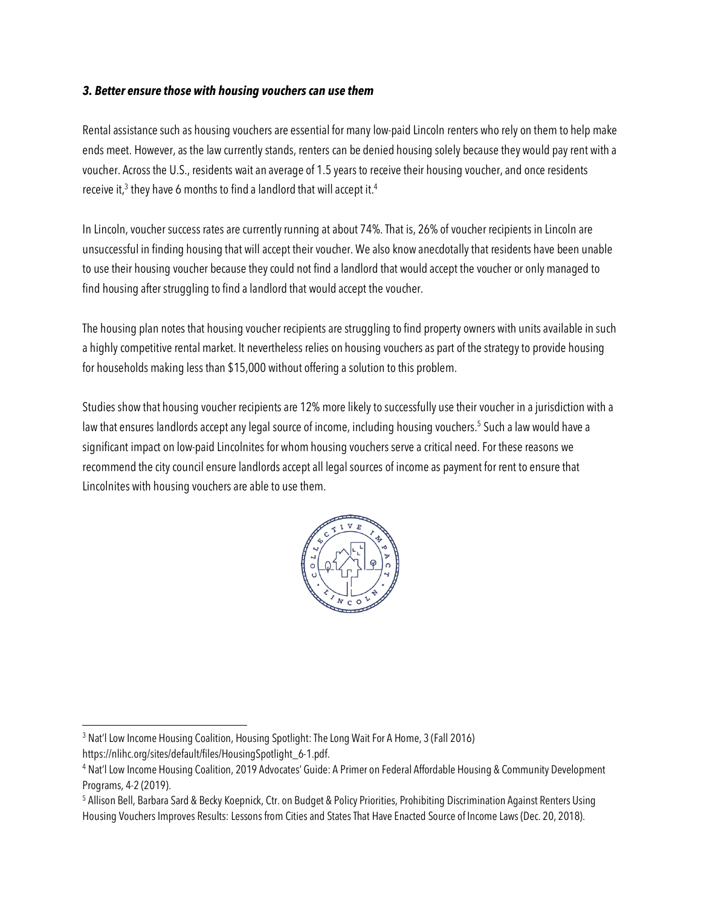### ***3. Better ensure those with housing vouchers can use them***

Rental assistance such as housing vouchers are essential for many low-paid Lincoln renters who rely on them to help make ends meet. However, as the law currently stands, renters can be denied housing solely because they would pay rent with a voucher. Across the U.S., residents wait an average of 1.5 years to receive their housing voucher, and once residents receive it,[3] they have 6 months to find a landlord that will accept it.[4]

In Lincoln, voucher success rates are currently running at about 74%. That is, 26% of voucher recipients in Lincoln are unsuccessful in finding housing that will accept their voucher. We also know anecdotally that residents have been unable to use their housing voucher because they could not find a landlord that would accept the voucher or only managed to find housing after struggling to find a landlord that would accept the voucher.

The housing plan notes that housing voucher recipients are struggling to find property owners with units available in such a highly competitive rental market. It nevertheless relies on housing vouchers as part of the strategy to provide housing for households making less than $15,000 without offering a solution to this problem.

Studies show that housing voucher recipients are 12% more likely to successfully use their voucher in a jurisdiction with a law that ensures landlords accept any legal source of income, including housing vouchers.[5] Such a law would have a significant impact on low-paid Lincolnites for whom housing vouchers serve a critical need. For these reasons we recommend the city council ensure landlords accept all legal sources of income as payment for rent to ensure that Lincolnites with housing vouchers are able to use them.

---

[3] Nat'l Low Income Housing Coalition, Housing Spotlight: The Long Wait For A Home, 3 (Fall 2016) https://nlihc.org/sites/default/files/HousingSpotlight_6-1.pdf.

[4] Nat'l Low Income Housing Coalition, 2019 Advocates' Guide: A Primer on Federal Affordable Housing & Community Development Programs, 4-2 (2019).

[5] Allison Bell, Barbara Sard & Becky Koepnick, Ctr. on Budget & Policy Priorities, Prohibiting Discrimination Against Renters Using Housing Vouchers Improves Results: Lessons from Cities and States That Have Enacted Source of Income Laws (Dec. 20, 2018).